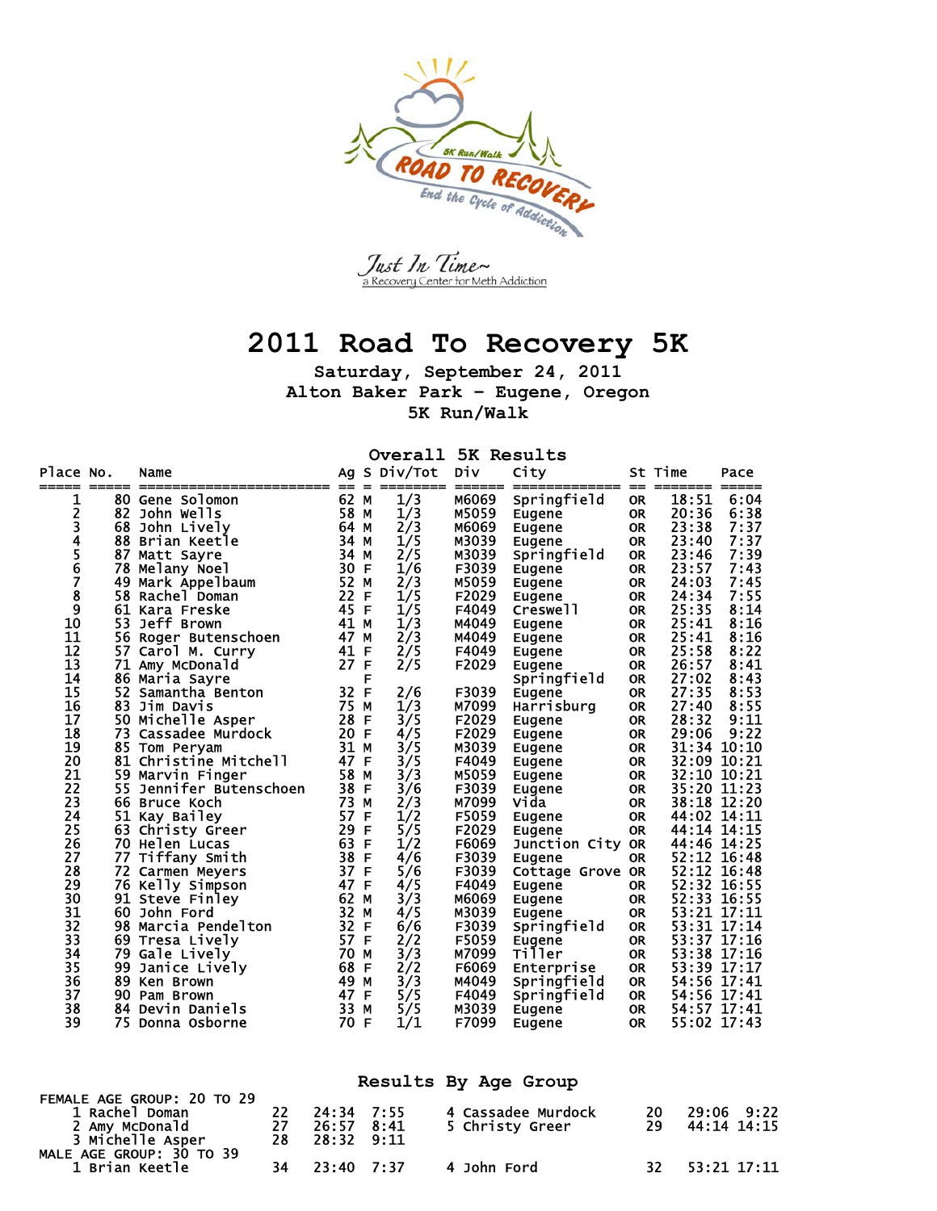Just In Time~
a Recovery Center for Meth Addiction

# 2011 Road To Recovery 5K

**Saturday, September 24, 2011**
**Alton Baker Park - Eugene, Oregon**
**5K Run/Walk**

## Overall 5K Results

| Place | No. | Name | Ag | S | Div/Tot | Div | City | St | Time | Pace |
|---|---|---|---|---|---|---|---|---|---|---|
| 1 | 80 | Gene Solomon | 62 | M | 1/3 | M6069 | Springfield | OR | 18:51 | 6:04 |
| 2 | 82 | John Wells | 58 | M | 1/3 | M5059 | Eugene | OR | 20:36 | 6:38 |
| 3 | 68 | John Lively | 64 | M | 2/3 | M6069 | Eugene | OR | 23:38 | 7:37 |
| 4 | 88 | Brian Keetle | 34 | M | 1/5 | M3039 | Eugene | OR | 23:40 | 7:37 |
| 5 | 87 | Matt Sayre | 34 | M | 2/5 | M3039 | Springfield | OR | 23:46 | 7:39 |
| 6 | 78 | Melany Noel | 30 | F | 1/6 | F3039 | Eugene | OR | 23:57 | 7:43 |
| 7 | 49 | Mark Appelbaum | 52 | M | 2/3 | M5059 | Eugene | OR | 24:03 | 7:45 |
| 8 | 58 | Rachel Doman | 22 | F | 1/5 | F2029 | Eugene | OR | 24:34 | 7:55 |
| 9 | 61 | Kara Freske | 45 | F | 1/5 | F4049 | Creswell | OR | 25:35 | 8:14 |
| 10 | 53 | Jeff Brown | 41 | M | 1/3 | M4049 | Eugene | OR | 25:41 | 8:16 |
| 11 | 56 | Roger Butenschoen | 47 | M | 2/3 | M4049 | Eugene | OR | 25:41 | 8:16 |
| 12 | 57 | Carol M. Curry | 41 | F | 2/5 | F4049 | Eugene | OR | 25:58 | 8:22 |
| 13 | 71 | Amy McDonald | 27 | F | 2/5 | F2029 | Eugene | OR | 26:57 | 8:41 |
| 14 | 86 | Maria Sayre | | F | | | Springfield | OR | 27:02 | 8:43 |
| 15 | 52 | Samantha Benton | 32 | F | 2/6 | F3039 | Eugene | OR | 27:35 | 8:53 |
| 16 | 83 | Jim Davis | 75 | M | 1/3 | M7099 | Harrisburg | OR | 27:40 | 8:55 |
| 17 | 50 | Michelle Asper | 28 | F | 3/5 | F2029 | Eugene | OR | 28:32 | 9:11 |
| 18 | 73 | Cassadee Murdock | 20 | F | 4/5 | F2029 | Eugene | OR | 29:06 | 9:22 |
| 19 | 85 | Tom Peryam | 31 | M | 3/5 | M3039 | Eugene | OR | 31:34 | 10:10 |
| 20 | 81 | Christine Mitchell | 47 | F | 3/5 | F4049 | Eugene | OR | 32:09 | 10:21 |
| 21 | 59 | Marvin Finger | 58 | M | 3/3 | M5059 | Eugene | OR | 32:10 | 10:21 |
| 22 | 55 | Jennifer Butenschoen | 38 | F | 3/6 | F3039 | Eugene | OR | 35:20 | 11:23 |
| 23 | 66 | Bruce Koch | 73 | M | 2/3 | M7099 | Vida | OR | 38:18 | 12:20 |
| 24 | 51 | Kay Bailey | 57 | F | 1/2 | F5059 | Eugene | OR | 44:02 | 14:11 |
| 25 | 63 | Christy Greer | 29 | F | 5/5 | F2029 | Eugene | OR | 44:14 | 14:15 |
| 26 | 70 | Helen Lucas | 63 | F | 1/2 | F6069 | Junction City | OR | 44:46 | 14:25 |
| 27 | 77 | Tiffany Smith | 38 | F | 4/6 | F3039 | Eugene | OR | 52:12 | 16:48 |
| 28 | 72 | Carmen Meyers | 37 | F | 5/6 | F3039 | Cottage Grove | OR | 52:12 | 16:48 |
| 29 | 76 | Kelly Simpson | 47 | F | 4/5 | F4049 | Eugene | OR | 52:32 | 16:55 |
| 30 | 91 | Steve Finley | 62 | M | 3/3 | M6069 | Eugene | OR | 52:33 | 16:55 |
| 31 | 60 | John Ford | 32 | M | 4/5 | M3039 | Eugene | OR | 53:21 | 17:11 |
| 32 | 98 | Marcia Pendelton | 32 | F | 6/6 | F3039 | Springfield | OR | 53:31 | 17:14 |
| 33 | 69 | Tresa Lively | 57 | F | 2/2 | F5059 | Eugene | OR | 53:37 | 17:16 |
| 34 | 79 | Gale Lively | 70 | M | 3/3 | M7099 | Tiller | OR | 53:38 | 17:16 |
| 35 | 99 | Janice Lively | 68 | F | 2/2 | F6069 | Enterprise | OR | 53:39 | 17:17 |
| 36 | 89 | Ken Brown | 49 | M | 3/3 | M4049 | Springfield | OR | 54:56 | 17:41 |
| 37 | 90 | Pam Brown | 47 | F | 5/5 | F4049 | Springfield | OR | 54:56 | 17:41 |
| 38 | 84 | Devin Daniels | 33 | M | 5/5 | M3039 | Eugene | OR | 54:57 | 17:41 |
| 39 | 75 | Donna Osborne | 70 | F | 1/1 | F7099 | Eugene | OR | 55:02 | 17:43 |

## Results By Age Group

FEMALE AGE GROUP: 20 TO 29

| Place | Name | Age | Time | Pace |
|---|---|---|---|---|
| 1 | Rachel Doman | 22 | 24:34 | 7:55 |
| 2 | Amy McDonald | 27 | 26:57 | 8:41 |
| 3 | Michelle Asper | 28 | 28:32 | 9:11 |
| 4 | Cassadee Murdock | 20 | 29:06 | 9:22 |
| 5 | Christy Greer | 29 | 44:14 | 14:15 |

MALE AGE GROUP: 30 TO 39

| Place | Name | Age | Time | Pace |
|---|---|---|---|---|
| 1 | Brian Keetle | 34 | 23:40 | 7:37 |
| 4 | John Ford | 32 | 53:21 | 17:11 |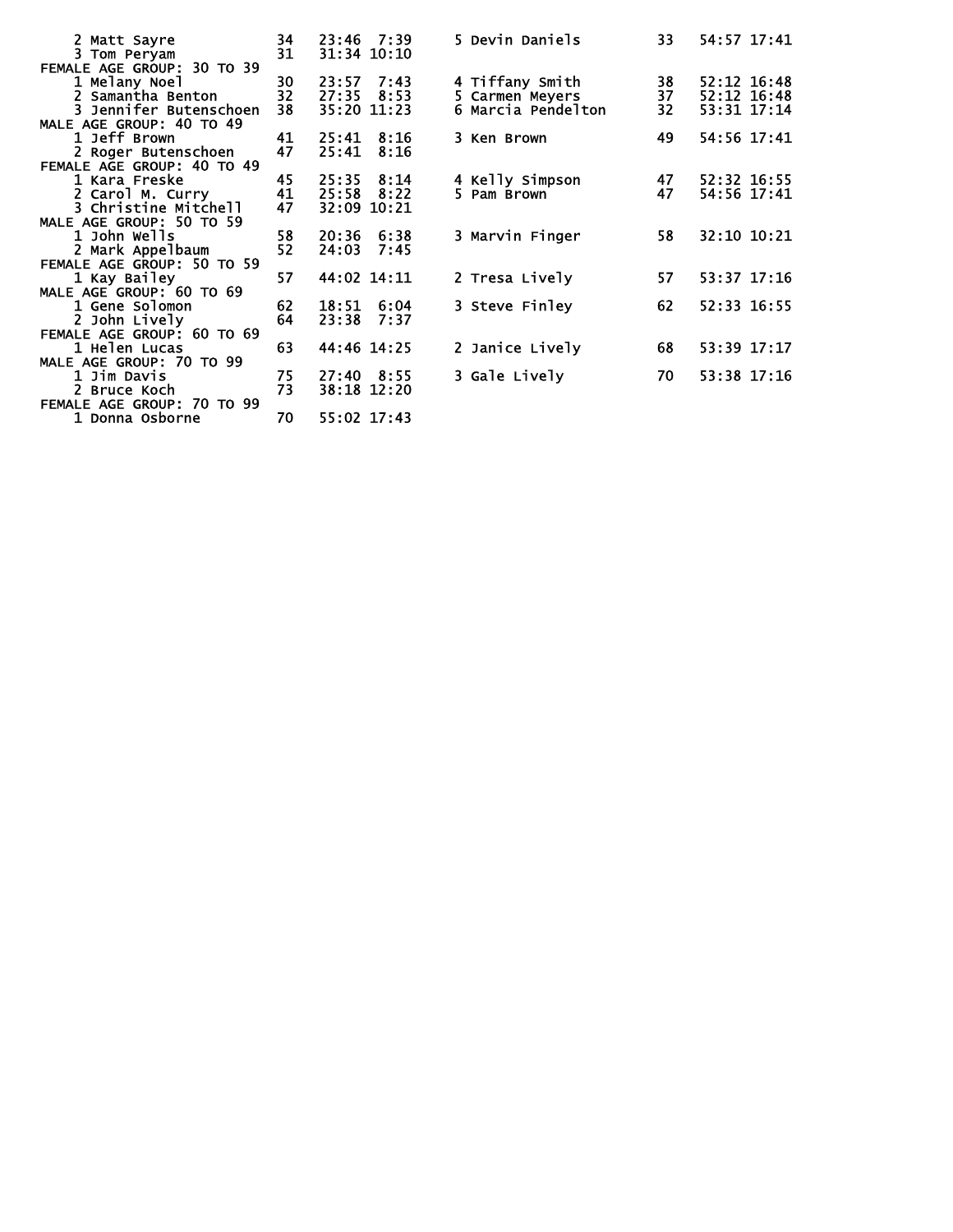```
   2 Matt Sayre             34   23:46  7:39     5 Devin Daniels        33   54:57 17:41
   3 Tom Peryam             31   31:34 10:10
FEMALE AGE GROUP: 30 TO 39
   1 Melany Noel            30   23:57  7:43     4 Tiffany Smith        38   52:12 16:48
   2 Samantha Benton        32   27:35  8:53     5 Carmen Meyers        37   52:12 16:48
   3 Jennifer Butenschoen   38   35:20 11:23     6 Marcia Pendelton     32   53:31 17:14
MALE AGE GROUP: 40 TO 49
   1 Jeff Brown             41   25:41  8:16     3 Ken Brown            49   54:56 17:41
   2 Roger Butenschoen      47   25:41  8:16
FEMALE AGE GROUP: 40 TO 49
   1 Kara Freske            45   25:35  8:14     4 Kelly Simpson        47   52:32 16:55
   2 Carol M. Curry         41   25:58  8:22     5 Pam Brown            47   54:56 17:41
   3 Christine Mitchell     47   32:09 10:21
MALE AGE GROUP: 50 TO 59
   1 John Wells             58   20:36  6:38     3 Marvin Finger        58   32:10 10:21
   2 Mark Appelbaum         52   24:03  7:45
FEMALE AGE GROUP: 50 TO 59
   1 Kay Bailey             57   44:02 14:11     2 Tresa Lively         57   53:37 17:16
MALE AGE GROUP: 60 TO 69
   1 Gene Solomon           62   18:51  6:04     3 Steve Finley         62   52:33 16:55
   2 John Lively            64   23:38  7:37
FEMALE AGE GROUP: 60 TO 69
   1 Helen Lucas            63   44:46 14:25     2 Janice Lively        68   53:39 17:17
MALE AGE GROUP: 70 TO 99
   1 Jim Davis              75   27:40  8:55     3 Gale Lively          70   53:38 17:16
   2 Bruce Koch             73   38:18 12:20
FEMALE AGE GROUP: 70 TO 99
   1 Donna Osborne          70   55:02 17:43
```